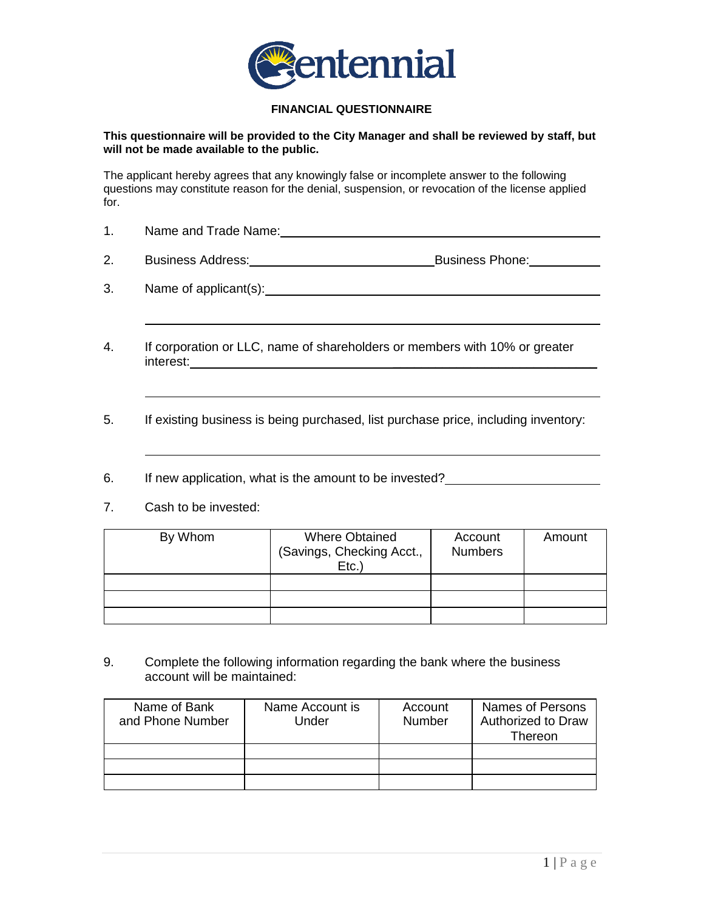Centennial

**FINANCIAL QUESTIONNAIRE**

**This questionnaire will be provided to the City Manager and shall be reviewed by staff, but will not be made available to the public.**

The applicant hereby agrees that any knowingly false or incomplete answer to the following questions may constitute reason for the denial, suspension, or revocation of the license applied for.

1. Name and Trade Name: ____________________

2. Business Address: ____________________ Business Phone: ____________

3. Name of applicant(s): ____________________

____________________

4. If corporation or LLC, name of shareholders or members with 10% or greater interest: ____________________

____________________

5. If existing business is being purchased, list purchase price, including inventory:

____________________

6. If new application, what is the amount to be invested? ____________

7. Cash to be invested:

| By Whom | Where Obtained (Savings, Checking Acct., Etc.) | Account Numbers | Amount |
|---|---|---|---|
| | | | |
| | | | |
| | | | |

9. Complete the following information regarding the bank where the business account will be maintained:

| Name of Bank and Phone Number | Name Account is Under | Account Number | Names of Persons Authorized to Draw Thereon |
|---|---|---|---|
| | | | |
| | | | |
| | | | |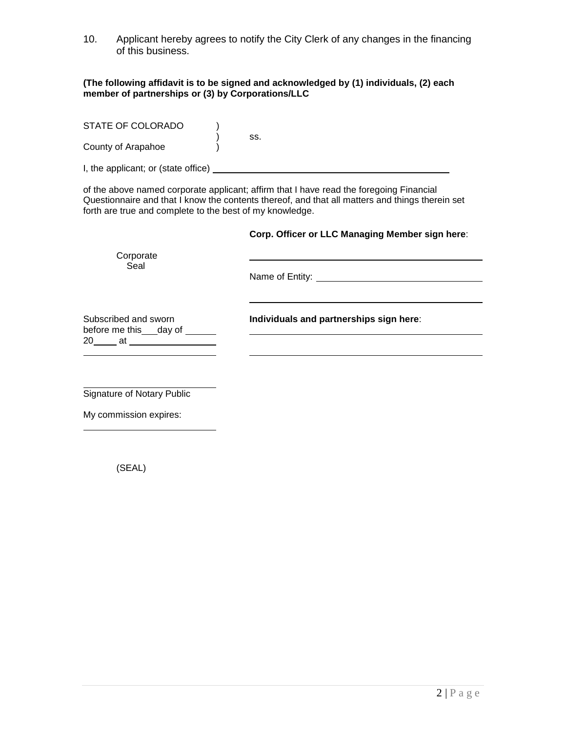10. Applicant hereby agrees to notify the City Clerk of any changes in the financing of this business.

**(The following affidavit is to be signed and acknowledged by (1) individuals, (2) each member of partnerships or (3) by Corporations/LLC**

STATE OF COLORADO )
) ss.
County of Arapahoe )

I, the applicant; or (state office) ________________________________________

of the above named corporate applicant; affirm that I have read the foregoing Financial Questionnaire and that I know the contents thereof, and that all matters and things therein set forth are true and complete to the best of my knowledge.

**Corp. Officer or LLC Managing Member sign here**:

Corporate Seal

________________________________________

Name of Entity: ____________________________

________________________________________

Subscribed and sworn before me this___day of ______ 20_____ at ________________

________________________

**Individuals and partnerships sign here**:

________________________________________

________________________________________

________________________
Signature of Notary Public

My commission expires:

________________________

(SEAL)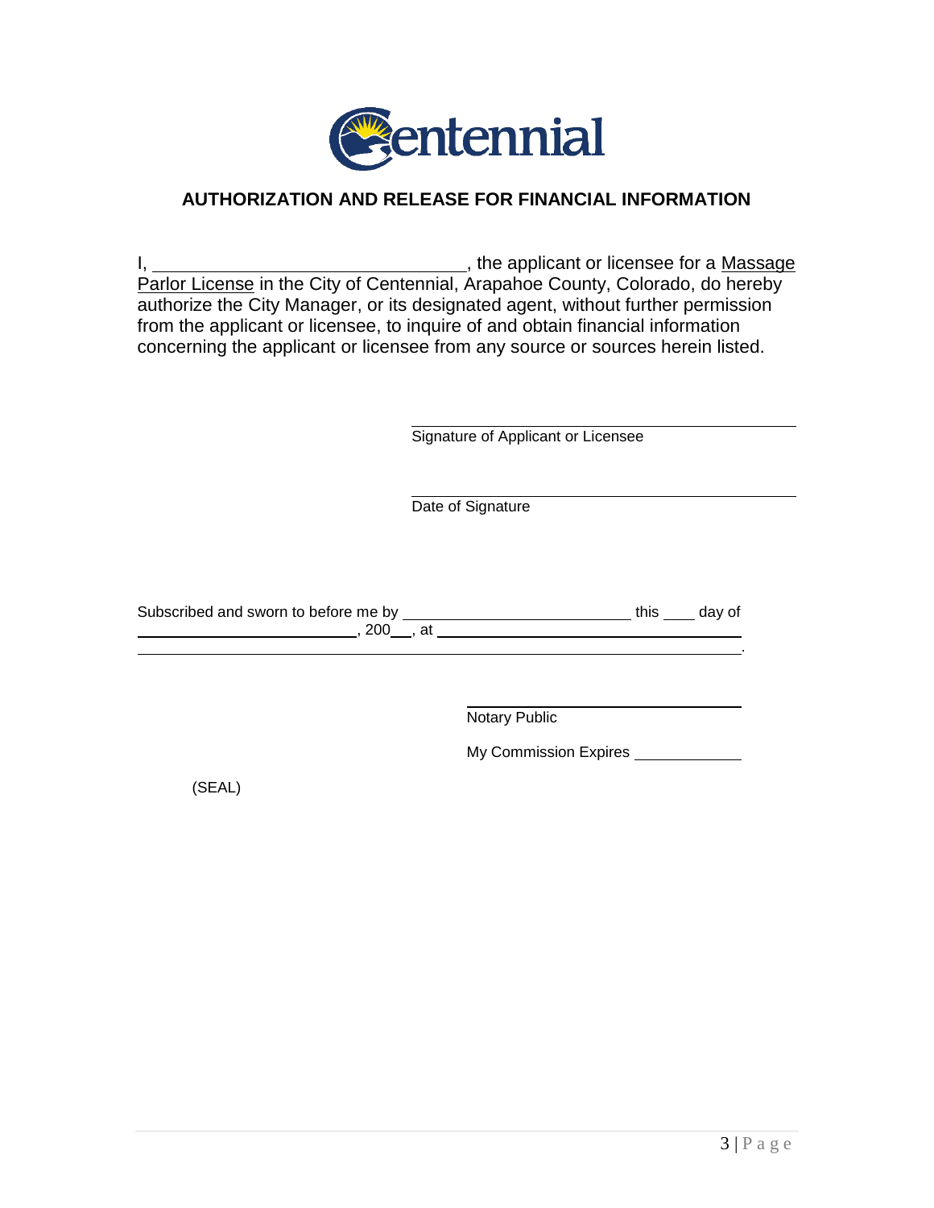# AUTHORIZATION AND RELEASE FOR FINANCIAL INFORMATION

I, ________________________________, the applicant or licensee for a Massage Parlor License in the City of Centennial, Arapahoe County, Colorado, do hereby authorize the City Manager, or its designated agent, without further permission from the applicant or licensee, to inquire of and obtain financial information concerning the applicant or licensee from any source or sources herein listed.

________________________________
Signature of Applicant or Licensee

________________________________
Date of Signature

Subscribed and sworn to before me by ____________________________ this ____ day of ____________________________, 200__, at ________________________________________ ________________________________________________________________.

________________________________
Notary Public

My Commission Expires ____________

(SEAL)